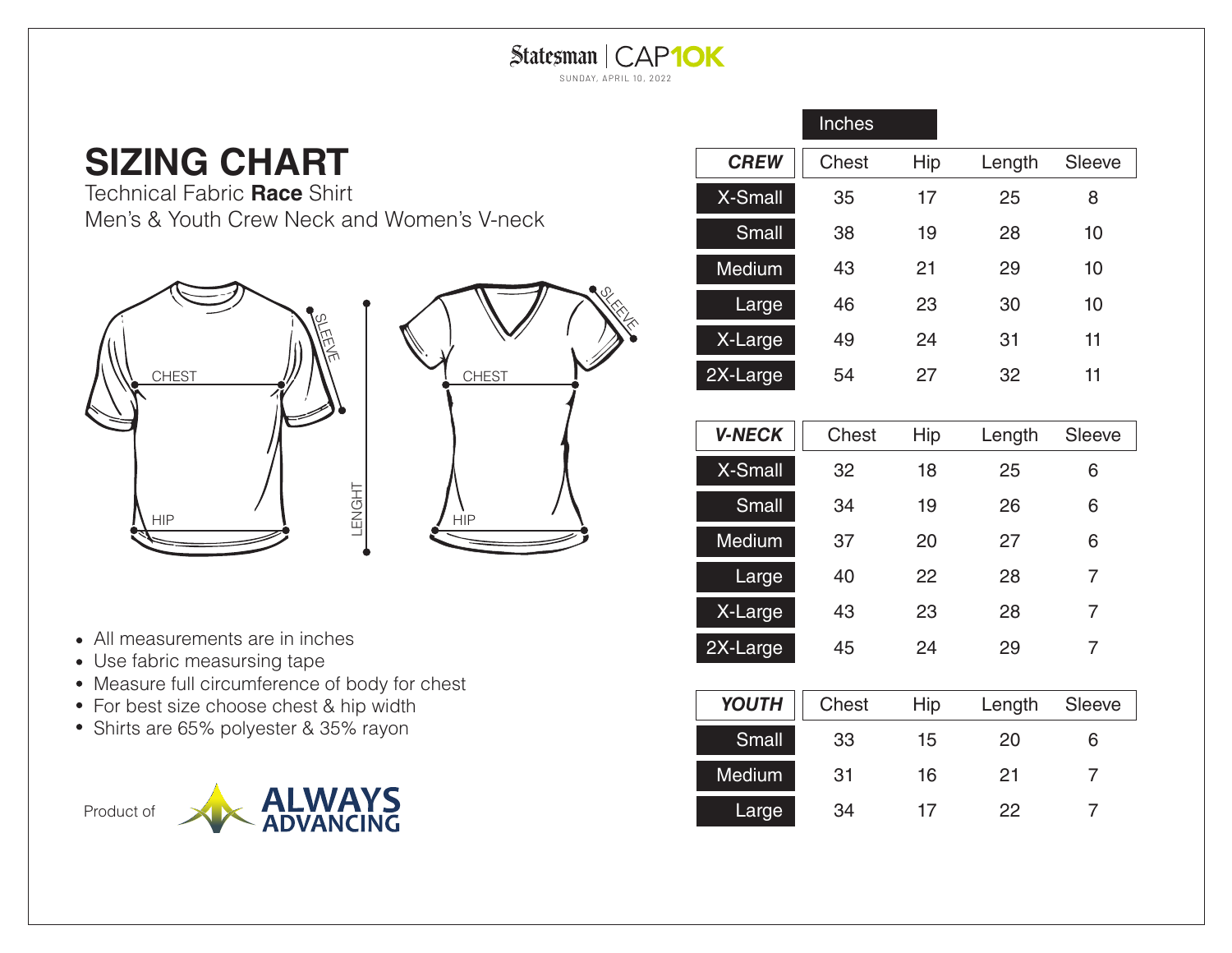Statesman | CAP10K

SUNDAY, APRIL 10, 2022

# SIZING CHART

Technical Fabric **Race** Shirt

Men's & Youth Crew Neck and Women's V-neck

CHEST SLEEVE HIP LENGHT CHEST SLEEVE HIP

Inches

| **CREW** | Chest | Hip | Length | Sleeve |
|---|---|---|---|---|
| X-Small | 35 | 17 | 25 | 8 |
| Small | 38 | 19 | 28 | 10 |
| Medium | 43 | 21 | 29 | 10 |
| Large | 46 | 23 | 30 | 10 |
| X-Large | 49 | 24 | 31 | 11 |
| 2X-Large | 54 | 27 | 32 | 11 |

| **V-NECK** | Chest | Hip | Length | Sleeve |
|---|---|---|---|---|
| X-Small | 32 | 18 | 25 | 6 |
| Small | 34 | 19 | 26 | 6 |
| Medium | 37 | 20 | 27 | 6 |
| Large | 40 | 22 | 28 | 7 |
| X-Large | 43 | 23 | 28 | 7 |
| 2X-Large | 45 | 24 | 29 | 7 |

| **YOUTH** | Chest | Hip | Length | Sleeve |
|---|---|---|---|---|
| Small | 33 | 15 | 20 | 6 |
| Medium | 31 | 16 | 21 | 7 |
| Large | 34 | 17 | 22 | 7 |

- All measurements are in inches
- Use fabric measursing tape
- Measure full circumference of body for chest
- For best size choose chest & hip width
- Shirts are 65% polyester & 35% rayon

Product of ALWAYS ADVANCING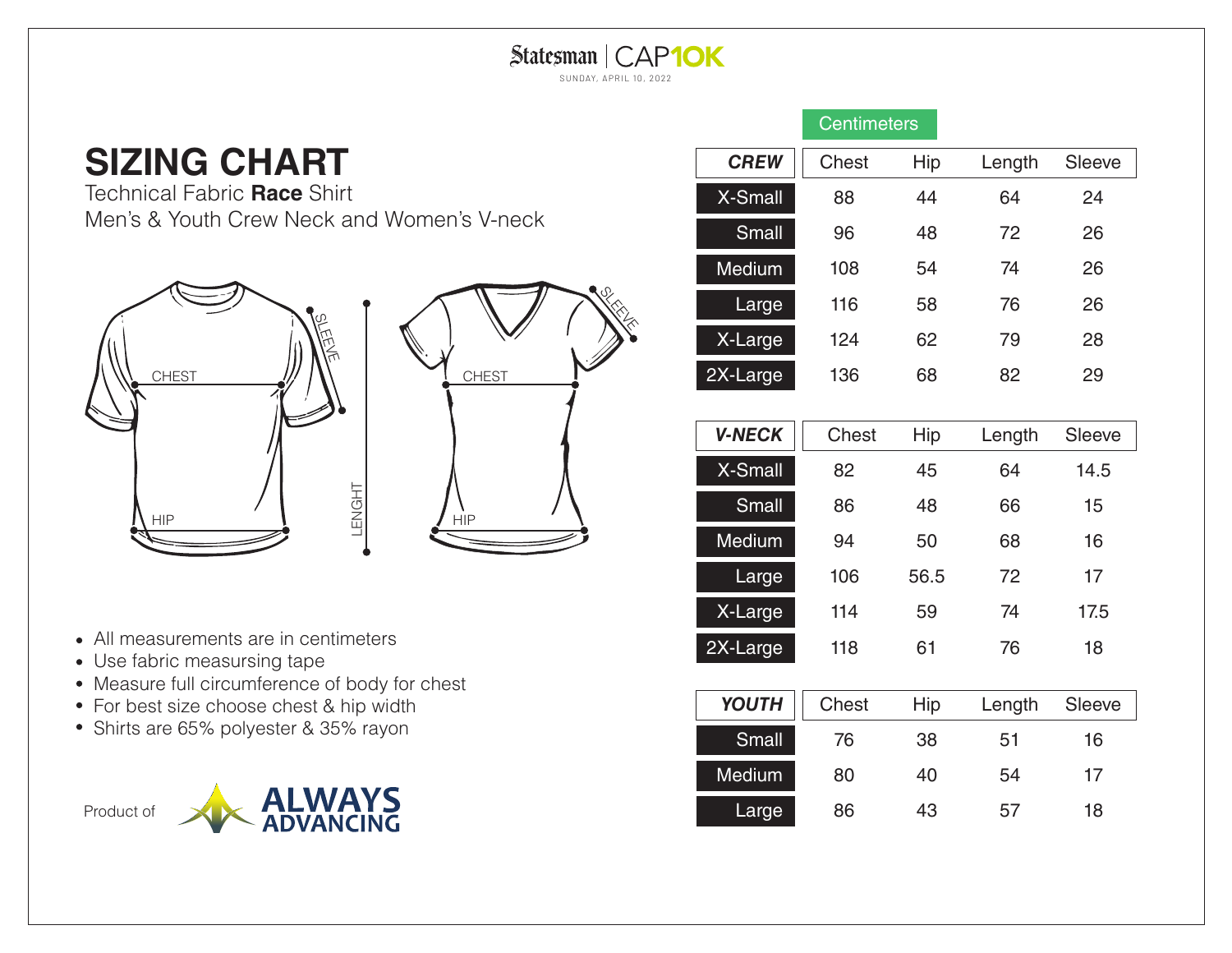Statesman | CAP10K
SUNDAY, APRIL 10, 2022

# SIZING CHART

Technical Fabric **Race** Shirt
Men's & Youth Crew Neck and Women's V-neck

SLEEVE
CHEST
HIP
LENGHT
SLEEVE
CHEST
HIP

- All measurements are in centimeters
- Use fabric measursing tape
- Measure full circumference of body for chest
- For best size choose chest & hip width
- Shirts are 65% polyester & 35% rayon

Product of ALWAYS ADVANCING

Centimeters

| ***CREW*** | Chest | Hip | Length | Sleeve |
|---|---|---|---|---|
| X-Small | 88 | 44 | 64 | 24 |
| Small | 96 | 48 | 72 | 26 |
| Medium | 108 | 54 | 74 | 26 |
| Large | 116 | 58 | 76 | 26 |
| X-Large | 124 | 62 | 79 | 28 |
| 2X-Large | 136 | 68 | 82 | 29 |

| ***V-NECK*** | Chest | Hip | Length | Sleeve |
|---|---|---|---|---|
| X-Small | 82 | 45 | 64 | 14.5 |
| Small | 86 | 48 | 66 | 15 |
| Medium | 94 | 50 | 68 | 16 |
| Large | 106 | 56.5 | 72 | 17 |
| X-Large | 114 | 59 | 74 | 17.5 |
| 2X-Large | 118 | 61 | 76 | 18 |

| ***YOUTH*** | Chest | Hip | Length | Sleeve |
|---|---|---|---|---|
| Small | 76 | 38 | 51 | 16 |
| Medium | 80 | 40 | 54 | 17 |
| Large | 86 | 43 | 57 | 18 |